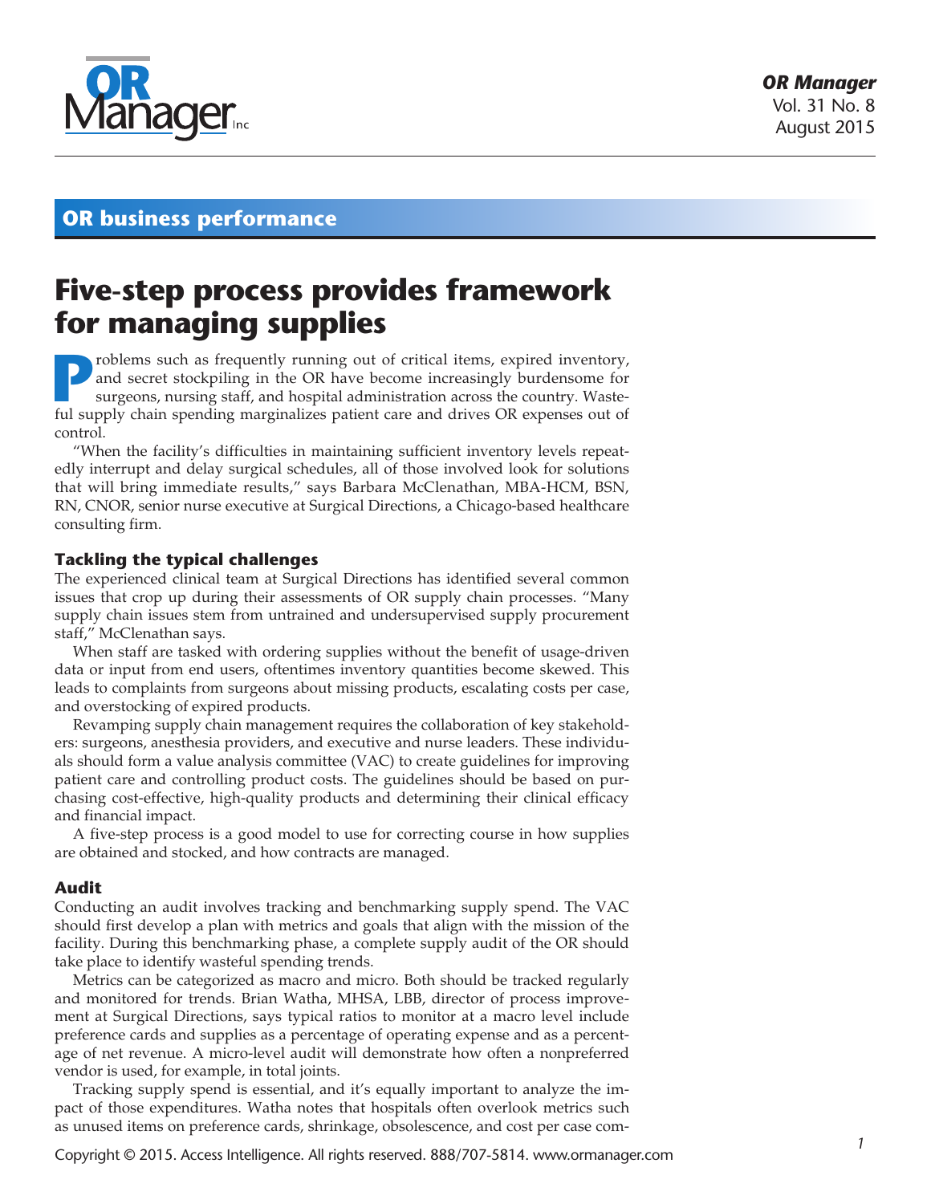## OR business performance

# Five-step process provides framework for managing supplies

Problems such as frequently running out of critical items, expired inventory, and secret stockpiling in the OR have become increasingly burdensome for surgeons, nursing staff, and hospital administration across the country. Wasteful supply chain spending marginalizes patient care and drives OR expenses out of control.

"When the facility's difficulties in maintaining sufficient inventory levels repeatedly interrupt and delay surgical schedules, all of those involved look for solutions that will bring immediate results," says Barbara McClenathan, MBA-HCM, BSN, RN, CNOR, senior nurse executive at Surgical Directions, a Chicago-based healthcare consulting firm.

### Tackling the typical challenges

The experienced clinical team at Surgical Directions has identified several common issues that crop up during their assessments of OR supply chain processes. "Many supply chain issues stem from untrained and undersupervised supply procurement staff," McClenathan says.

When staff are tasked with ordering supplies without the benefit of usage-driven data or input from end users, oftentimes inventory quantities become skewed. This leads to complaints from surgeons about missing products, escalating costs per case, and overstocking of expired products.

Revamping supply chain management requires the collaboration of key stakeholders: surgeons, anesthesia providers, and executive and nurse leaders. These individuals should form a value analysis committee (VAC) to create guidelines for improving patient care and controlling product costs. The guidelines should be based on purchasing cost-effective, high-quality products and determining their clinical efficacy and financial impact.

A five-step process is a good model to use for correcting course in how supplies are obtained and stocked, and how contracts are managed.

### Audit

Conducting an audit involves tracking and benchmarking supply spend. The VAC should first develop a plan with metrics and goals that align with the mission of the facility. During this benchmarking phase, a complete supply audit of the OR should take place to identify wasteful spending trends.

Metrics can be categorized as macro and micro. Both should be tracked regularly and monitored for trends. Brian Watha, MHSA, LBB, director of process improvement at Surgical Directions, says typical ratios to monitor at a macro level include preference cards and supplies as a percentage of operating expense and as a percentage of net revenue. A micro-level audit will demonstrate how often a nonpreferred vendor is used, for example, in total joints.

Tracking supply spend is essential, and it's equally important to analyze the impact of those expenditures. Watha notes that hospitals often overlook metrics such as unused items on preference cards, shrinkage, obsolescence, and cost per case com-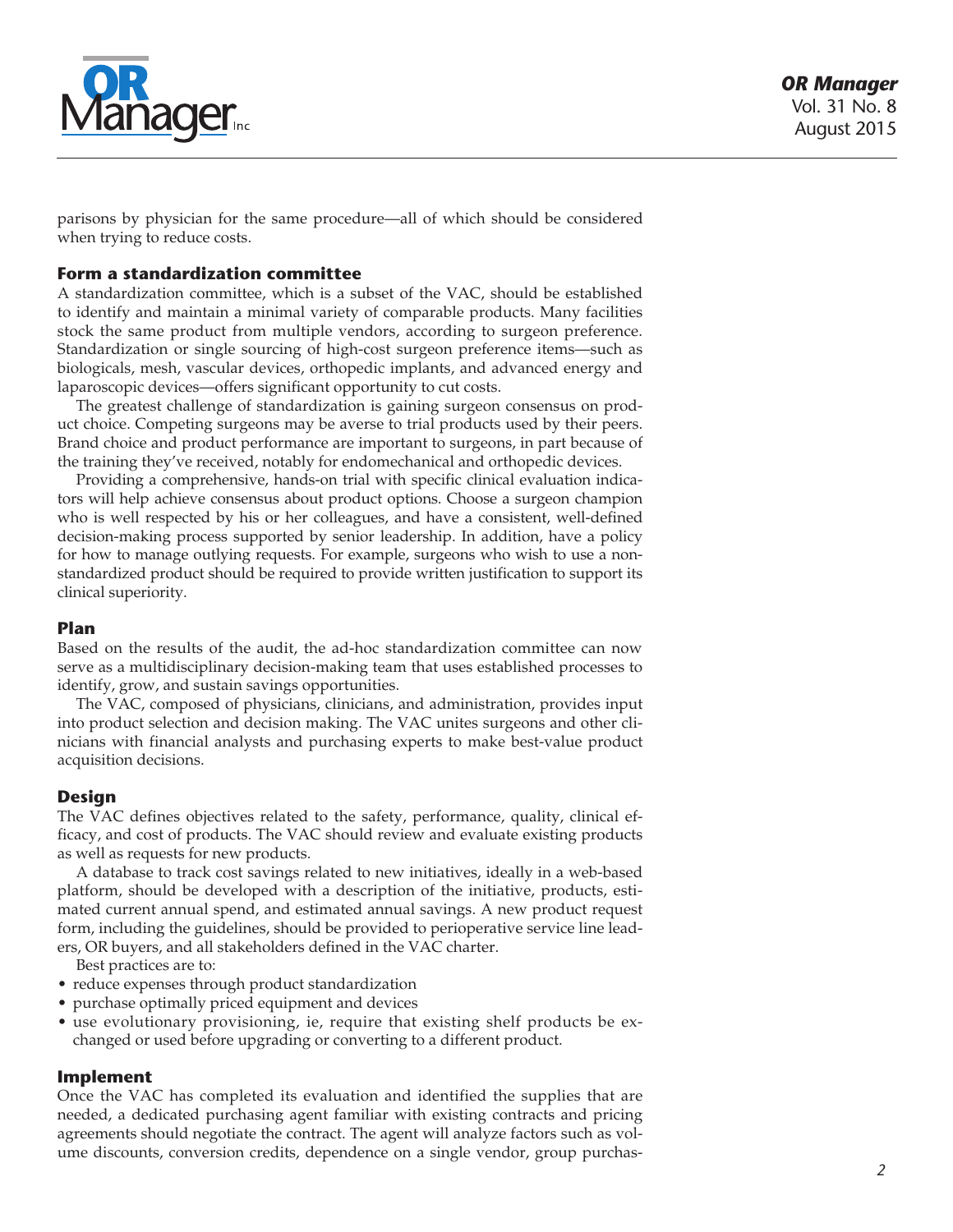parisons by physician for the same procedure—all of which should be considered when trying to reduce costs.

## Form a standardization committee

A standardization committee, which is a subset of the VAC, should be established to identify and maintain a minimal variety of comparable products. Many facilities stock the same product from multiple vendors, according to surgeon preference. Standardization or single sourcing of high-cost surgeon preference items—such as biologicals, mesh, vascular devices, orthopedic implants, and advanced energy and laparoscopic devices—offers significant opportunity to cut costs.

The greatest challenge of standardization is gaining surgeon consensus on product choice. Competing surgeons may be averse to trial products used by their peers. Brand choice and product performance are important to surgeons, in part because of the training they've received, notably for endomechanical and orthopedic devices.

Providing a comprehensive, hands-on trial with specific clinical evaluation indicators will help achieve consensus about product options. Choose a surgeon champion who is well respected by his or her colleagues, and have a consistent, well-defined decision-making process supported by senior leadership. In addition, have a policy for how to manage outlying requests. For example, surgeons who wish to use a nonstandardized product should be required to provide written justification to support its clinical superiority.

## Plan

Based on the results of the audit, the ad-hoc standardization committee can now serve as a multidisciplinary decision-making team that uses established processes to identify, grow, and sustain savings opportunities.

The VAC, composed of physicians, clinicians, and administration, provides input into product selection and decision making. The VAC unites surgeons and other clinicians with financial analysts and purchasing experts to make best-value product acquisition decisions.

## Design

The VAC defines objectives related to the safety, performance, quality, clinical efficacy, and cost of products. The VAC should review and evaluate existing products as well as requests for new products.

A database to track cost savings related to new initiatives, ideally in a web-based platform, should be developed with a description of the initiative, products, estimated current annual spend, and estimated annual savings. A new product request form, including the guidelines, should be provided to perioperative service line leaders, OR buyers, and all stakeholders defined in the VAC charter.

Best practices are to:

- reduce expenses through product standardization
- purchase optimally priced equipment and devices
- use evolutionary provisioning, ie, require that existing shelf products be exchanged or used before upgrading or converting to a different product.

## Implement

Once the VAC has completed its evaluation and identified the supplies that are needed, a dedicated purchasing agent familiar with existing contracts and pricing agreements should negotiate the contract. The agent will analyze factors such as volume discounts, conversion credits, dependence on a single vendor, group purchas-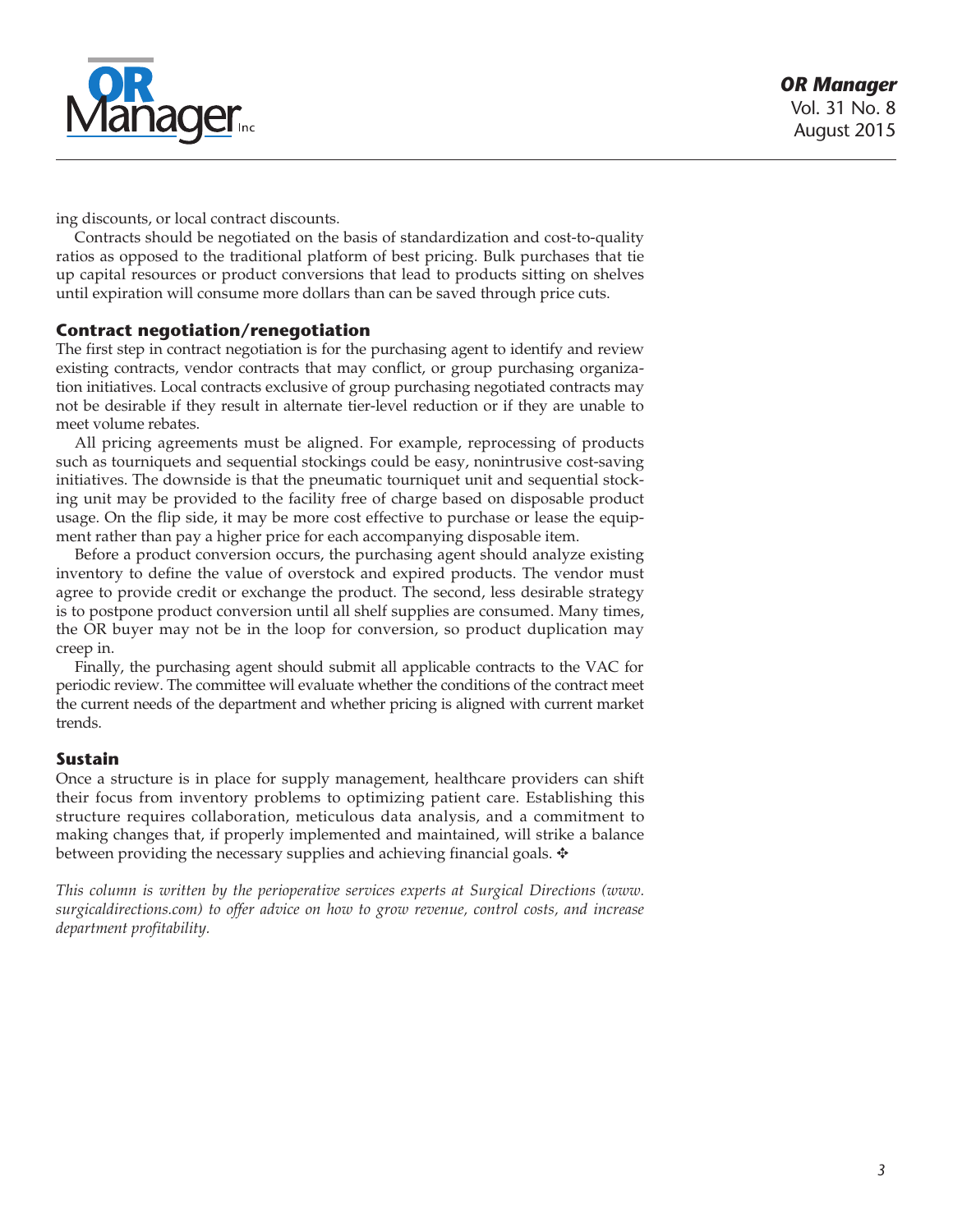ing discounts, or local contract discounts.

Contracts should be negotiated on the basis of standardization and cost-to-quality ratios as opposed to the traditional platform of best pricing. Bulk purchases that tie up capital resources or product conversions that lead to products sitting on shelves until expiration will consume more dollars than can be saved through price cuts.

### Contract negotiation/renegotiation

The first step in contract negotiation is for the purchasing agent to identify and review existing contracts, vendor contracts that may conflict, or group purchasing organization initiatives. Local contracts exclusive of group purchasing negotiated contracts may not be desirable if they result in alternate tier-level reduction or if they are unable to meet volume rebates.

All pricing agreements must be aligned. For example, reprocessing of products such as tourniquets and sequential stockings could be easy, nonintrusive cost-saving initiatives. The downside is that the pneumatic tourniquet unit and sequential stocking unit may be provided to the facility free of charge based on disposable product usage. On the flip side, it may be more cost effective to purchase or lease the equipment rather than pay a higher price for each accompanying disposable item.

Before a product conversion occurs, the purchasing agent should analyze existing inventory to define the value of overstock and expired products. The vendor must agree to provide credit or exchange the product. The second, less desirable strategy is to postpone product conversion until all shelf supplies are consumed. Many times, the OR buyer may not be in the loop for conversion, so product duplication may creep in.

Finally, the purchasing agent should submit all applicable contracts to the VAC for periodic review. The committee will evaluate whether the conditions of the contract meet the current needs of the department and whether pricing is aligned with current market trends.

### Sustain

Once a structure is in place for supply management, healthcare providers can shift their focus from inventory problems to optimizing patient care. Establishing this structure requires collaboration, meticulous data analysis, and a commitment to making changes that, if properly implemented and maintained, will strike a balance between providing the necessary supplies and achieving financial goals. ❖

*This column is written by the perioperative services experts at Surgical Directions (www.surgicaldirections.com) to offer advice on how to grow revenue, control costs, and increase department profitability.*